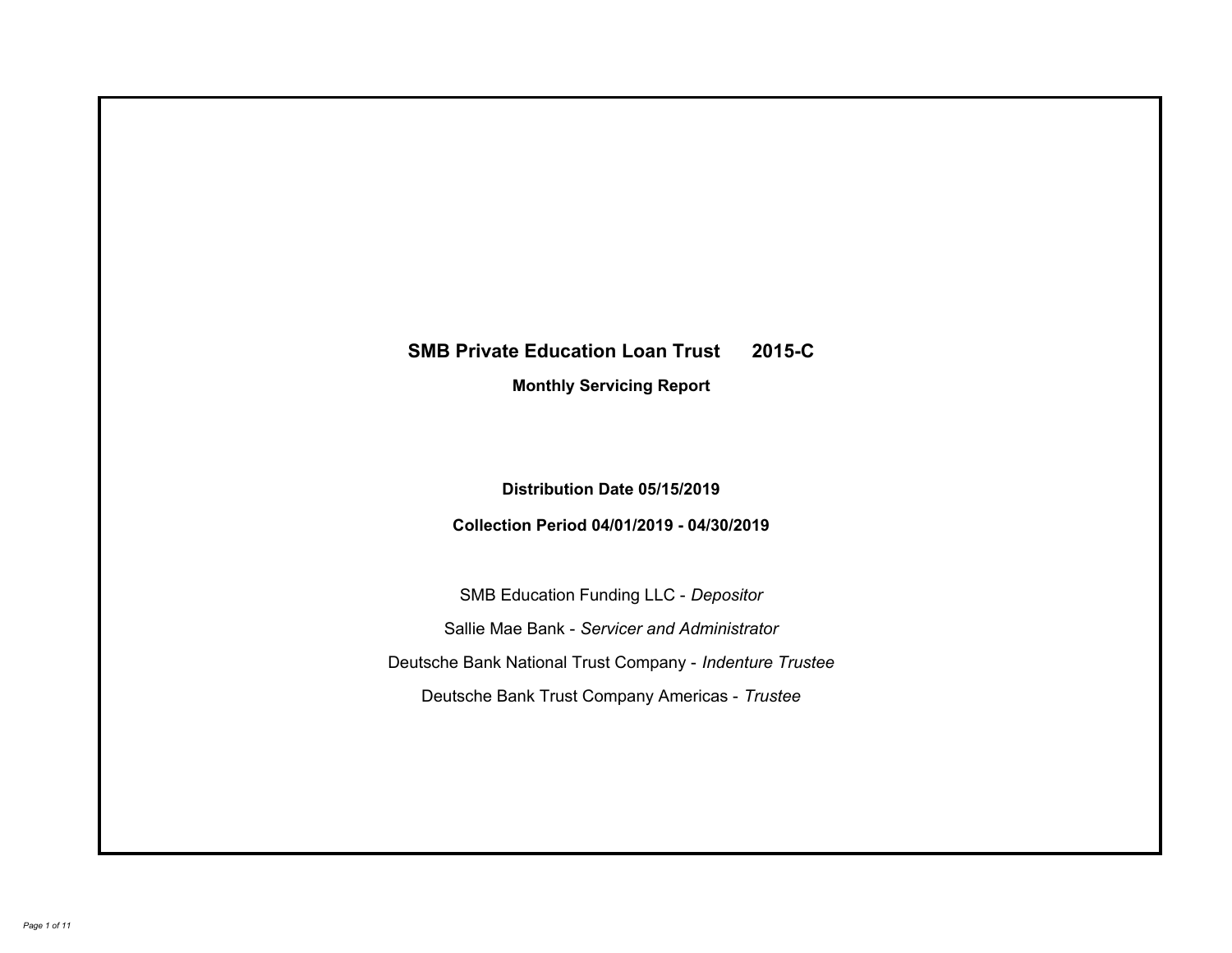# SMB Private Education Loan Trust 2015-C

## Monthly Servicing Report

**Distribution Date 05/15/2019**

**Collection Period 04/01/2019 - 04/30/2019**

SMB Education Funding LLC - *Depositor*

Sallie Mae Bank - *Servicer and Administrator*

Deutsche Bank National Trust Company - *Indenture Trustee*

Deutsche Bank Trust Company Americas - *Trustee*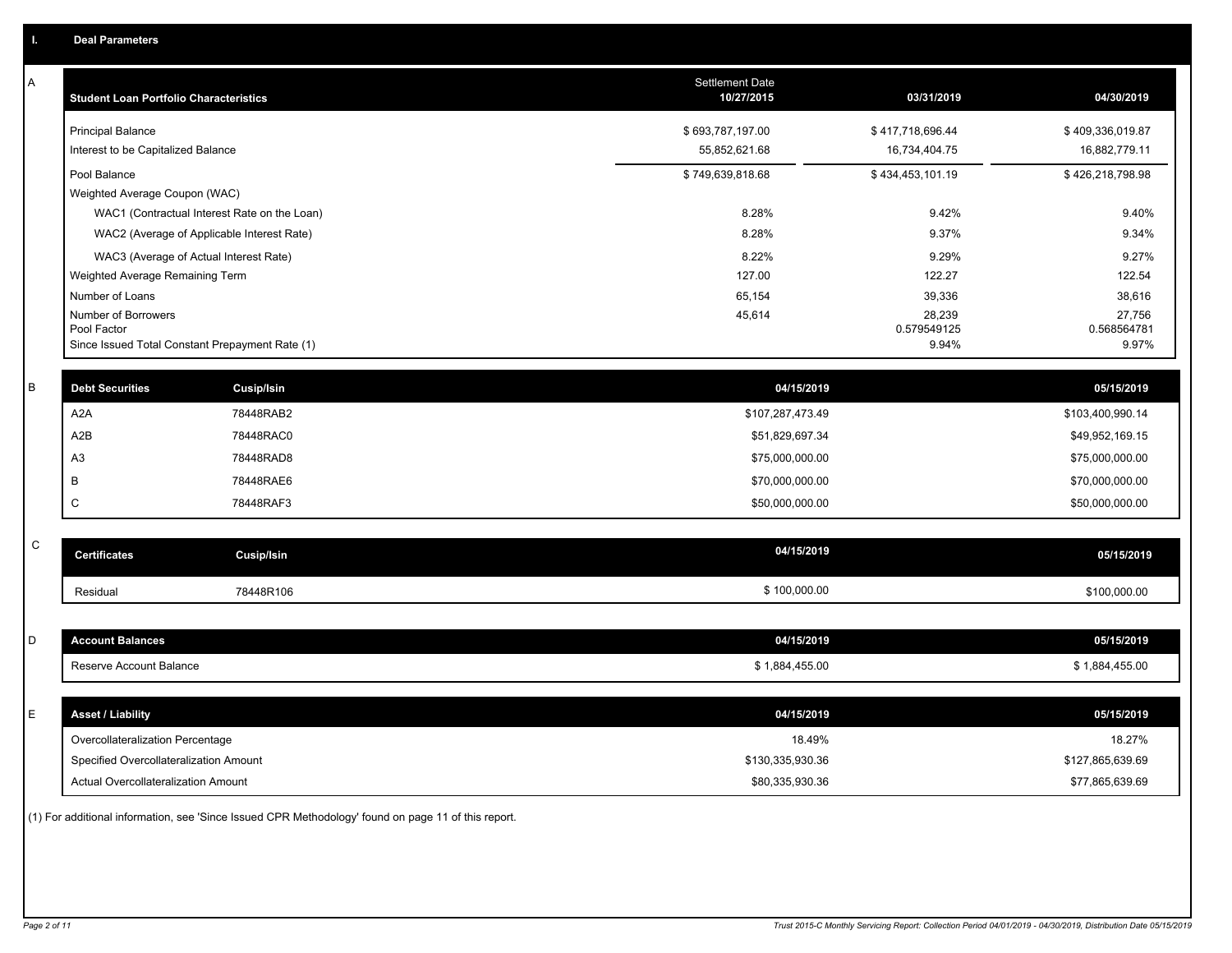## I. Deal Parameters

### A

| Student Loan Portfolio Characteristics | Settlement Date 10/27/2015 | 03/31/2019 | 04/30/2019 |
|---|---|---|---|
| Principal Balance | $ 693,787,197.00 | $ 417,718,696.44 | $ 409,336,019.87 |
| Interest to be Capitalized Balance | 55,852,621.68 | 16,734,404.75 | 16,882,779.11 |
| Pool Balance | $ 749,639,818.68 | $ 434,453,101.19 | $ 426,218,798.98 |
| Weighted Average Coupon (WAC) | | | |
| WAC1 (Contractual Interest Rate on the Loan) | 8.28% | 9.42% | 9.40% |
| WAC2 (Average of Applicable Interest Rate) | 8.28% | 9.37% | 9.34% |
| WAC3 (Average of Actual Interest Rate) | 8.22% | 9.29% | 9.27% |
| Weighted Average Remaining Term | 127.00 | 122.27 | 122.54 |
| Number of Loans | 65,154 | 39,336 | 38,616 |
| Number of Borrowers | 45,614 | 28,239 | 27,756 |
| Pool Factor | | 0.579549125 | 0.568564781 |
| Since Issued Total Constant Prepayment Rate (1) | | 9.94% | 9.97% |

### B

| Debt Securities | Cusip/Isin | 04/15/2019 | 05/15/2019 |
|---|---|---|---|
| A2A | 78448RAB2 | $107,287,473.49 | $103,400,990.14 |
| A2B | 78448RAC0 | $51,829,697.34 | $49,952,169.15 |
| A3 | 78448RAD8 | $75,000,000.00 | $75,000,000.00 |
| B | 78448RAE6 | $70,000,000.00 | $70,000,000.00 |
| C | 78448RAF3 | $50,000,000.00 | $50,000,000.00 |

### C

| Certificates | Cusip/Isin | 04/15/2019 | 05/15/2019 |
|---|---|---|---|
| Residual | 78448R106 | $ 100,000.00 | $100,000.00 |

### D

| Account Balances | 04/15/2019 | 05/15/2019 |
|---|---|---|
| Reserve Account Balance | $ 1,884,455.00 | $ 1,884,455.00 |

### E

| Asset / Liability | 04/15/2019 | 05/15/2019 |
|---|---|---|
| Overcollateralization Percentage | 18.49% | 18.27% |
| Specified Overcollateralization Amount | $130,335,930.36 | $127,865,639.69 |
| Actual Overcollateralization Amount | $80,335,930.36 | $77,865,639.69 |

(1) For additional information, see 'Since Issued CPR Methodology' found on page 11 of this report.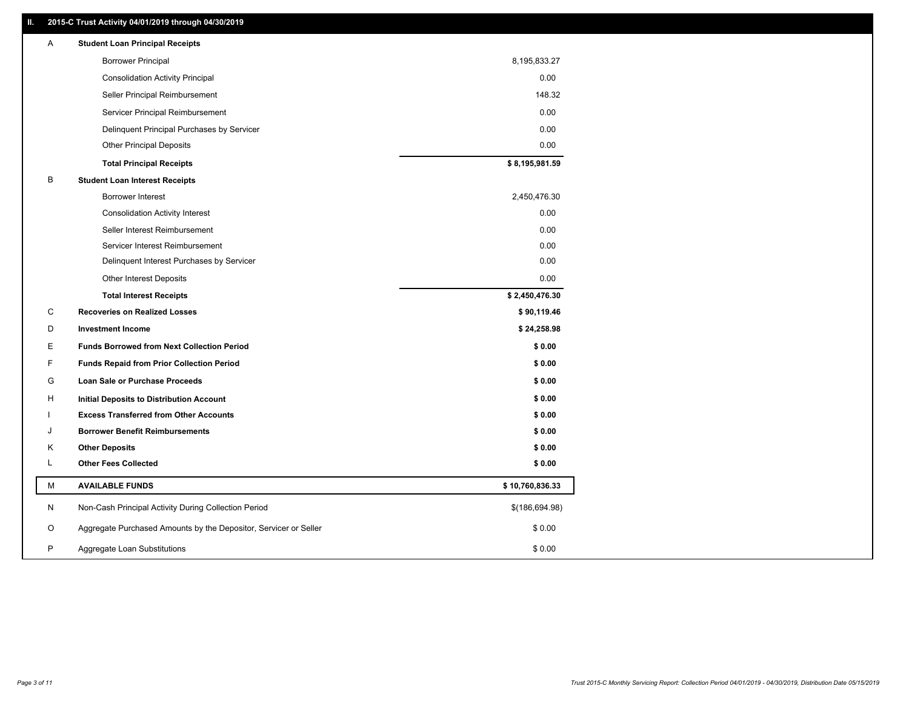## II. 2015-C Trust Activity 04/01/2019 through 04/30/2019

| | | |
|---|---|---|
| A | **Student Loan Principal Receipts** | |
| | Borrower Principal | 8,195,833.27 |
| | Consolidation Activity Principal | 0.00 |
| | Seller Principal Reimbursement | 148.32 |
| | Servicer Principal Reimbursement | 0.00 |
| | Delinquent Principal Purchases by Servicer | 0.00 |
| | Other Principal Deposits | 0.00 |
| | **Total Principal Receipts** | **$ 8,195,981.59** |
| B | **Student Loan Interest Receipts** | |
| | Borrower Interest | 2,450,476.30 |
| | Consolidation Activity Interest | 0.00 |
| | Seller Interest Reimbursement | 0.00 |
| | Servicer Interest Reimbursement | 0.00 |
| | Delinquent Interest Purchases by Servicer | 0.00 |
| | Other Interest Deposits | 0.00 |
| | **Total Interest Receipts** | **$ 2,450,476.30** |
| C | **Recoveries on Realized Losses** | **$ 90,119.46** |
| D | **Investment Income** | **$ 24,258.98** |
| E | **Funds Borrowed from Next Collection Period** | **$ 0.00** |
| F | **Funds Repaid from Prior Collection Period** | **$ 0.00** |
| G | **Loan Sale or Purchase Proceeds** | **$ 0.00** |
| H | **Initial Deposits to Distribution Account** | **$ 0.00** |
| I | **Excess Transferred from Other Accounts** | **$ 0.00** |
| J | **Borrower Benefit Reimbursements** | **$ 0.00** |
| K | **Other Deposits** | **$ 0.00** |
| L | **Other Fees Collected** | **$ 0.00** |
| M | **AVAILABLE FUNDS** | **$ 10,760,836.33** |
| N | Non-Cash Principal Activity During Collection Period | $(186,694.98) |
| O | Aggregate Purchased Amounts by the Depositor, Servicer or Seller | $ 0.00 |
| P | Aggregate Loan Substitutions | $ 0.00 |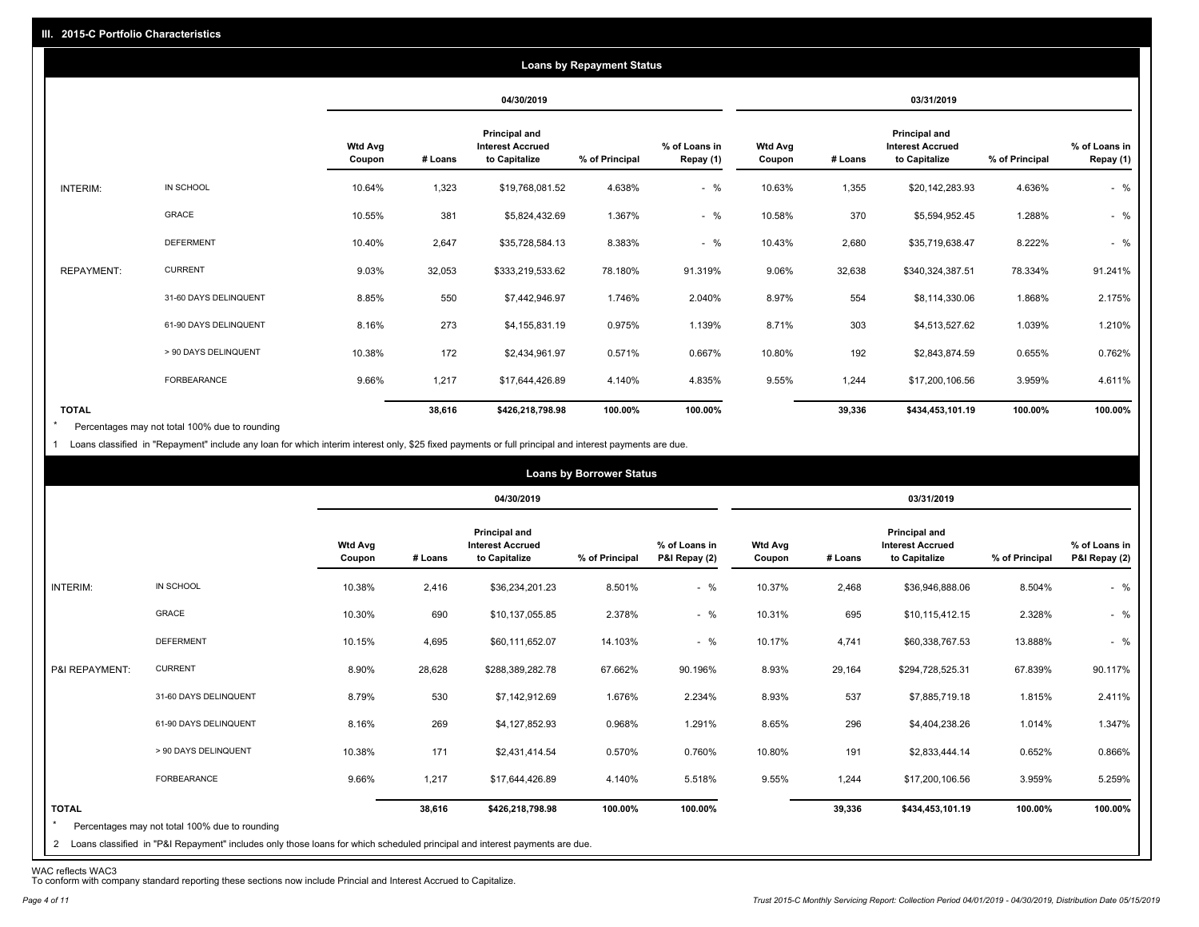## III. 2015-C Portfolio Characteristics

### Loans by Repayment Status

| | | 04/30/2019 | | | | | 03/31/2019 | | | | |
|---|---|---|---|---|---|---|---|---|---|---|---|
| | | Wtd Avg Coupon | # Loans | Principal and Interest Accrued to Capitalize | % of Principal | % of Loans in Repay (1) | Wtd Avg Coupon | # Loans | Principal and Interest Accrued to Capitalize | % of Principal | % of Loans in Repay (1) |
| INTERIM: | IN SCHOOL | 10.64% | 1,323 | $19,768,081.52 | 4.638% | - % | 10.63% | 1,355 | $20,142,283.93 | 4.636% | - % |
| | GRACE | 10.55% | 381 | $5,824,432.69 | 1.367% | - % | 10.58% | 370 | $5,594,952.45 | 1.288% | - % |
| | DEFERMENT | 10.40% | 2,647 | $35,728,584.13 | 8.383% | - % | 10.43% | 2,680 | $35,719,638.47 | 8.222% | - % |
| REPAYMENT: | CURRENT | 9.03% | 32,053 | $333,219,533.62 | 78.180% | 91.319% | 9.06% | 32,638 | $340,324,387.51 | 78.334% | 91.241% |
| | 31-60 DAYS DELINQUENT | 8.85% | 550 | $7,442,946.97 | 1.746% | 2.040% | 8.97% | 554 | $8,114,330.06 | 1.868% | 2.175% |
| | 61-90 DAYS DELINQUENT | 8.16% | 273 | $4,155,831.19 | 0.975% | 1.139% | 8.71% | 303 | $4,513,527.62 | 1.039% | 1.210% |
| | > 90 DAYS DELINQUENT | 10.38% | 172 | $2,434,961.97 | 0.571% | 0.667% | 10.80% | 192 | $2,843,874.59 | 0.655% | 0.762% |
| | FORBEARANCE | 9.66% | 1,217 | $17,644,426.89 | 4.140% | 4.835% | 9.55% | 1,244 | $17,200,106.56 | 3.959% | 4.611% |
| TOTAL | | | 38,616 | $426,218,798.98 | 100.00% | 100.00% | | 39,336 | $434,453,101.19 | 100.00% | 100.00% |

\* Percentages may not total 100% due to rounding

1 Loans classified in "Repayment" include any loan for which interim interest only, $25 fixed payments or full principal and interest payments are due.

### Loans by Borrower Status

| | | 04/30/2019 | | | | | 03/31/2019 | | | | |
|---|---|---|---|---|---|---|---|---|---|---|---|
| | | Wtd Avg Coupon | # Loans | Principal and Interest Accrued to Capitalize | % of Principal | % of Loans in P&I Repay (2) | Wtd Avg Coupon | # Loans | Principal and Interest Accrued to Capitalize | % of Principal | % of Loans in P&I Repay (2) |
| INTERIM: | IN SCHOOL | 10.38% | 2,416 | $36,234,201.23 | 8.501% | - % | 10.37% | 2,468 | $36,946,888.06 | 8.504% | - % |
| | GRACE | 10.30% | 690 | $10,137,055.85 | 2.378% | - % | 10.31% | 695 | $10,115,412.15 | 2.328% | - % |
| | DEFERMENT | 10.15% | 4,695 | $60,111,652.07 | 14.103% | - % | 10.17% | 4,741 | $60,338,767.53 | 13.888% | - % |
| P&I REPAYMENT: | CURRENT | 8.90% | 28,628 | $288,389,282.78 | 67.662% | 90.196% | 8.93% | 29,164 | $294,728,525.31 | 67.839% | 90.117% |
| | 31-60 DAYS DELINQUENT | 8.79% | 530 | $7,142,912.69 | 1.676% | 2.234% | 8.93% | 537 | $7,885,719.18 | 1.815% | 2.411% |
| | 61-90 DAYS DELINQUENT | 8.16% | 269 | $4,127,852.93 | 0.968% | 1.291% | 8.65% | 296 | $4,404,238.26 | 1.014% | 1.347% |
| | > 90 DAYS DELINQUENT | 10.38% | 171 | $2,431,414.54 | 0.570% | 0.760% | 10.80% | 191 | $2,833,444.14 | 0.652% | 0.866% |
| | FORBEARANCE | 9.66% | 1,217 | $17,644,426.89 | 4.140% | 5.518% | 9.55% | 1,244 | $17,200,106.56 | 3.959% | 5.259% |
| TOTAL | | | 38,616 | $426,218,798.98 | 100.00% | 100.00% | | 39,336 | $434,453,101.19 | 100.00% | 100.00% |

\* Percentages may not total 100% due to rounding

2 Loans classified in "P&I Repayment" includes only those loans for which scheduled principal and interest payments are due.

WAC reflects WAC3

To conform with company standard reporting these sections now include Princial and Interest Accrued to Capitalize.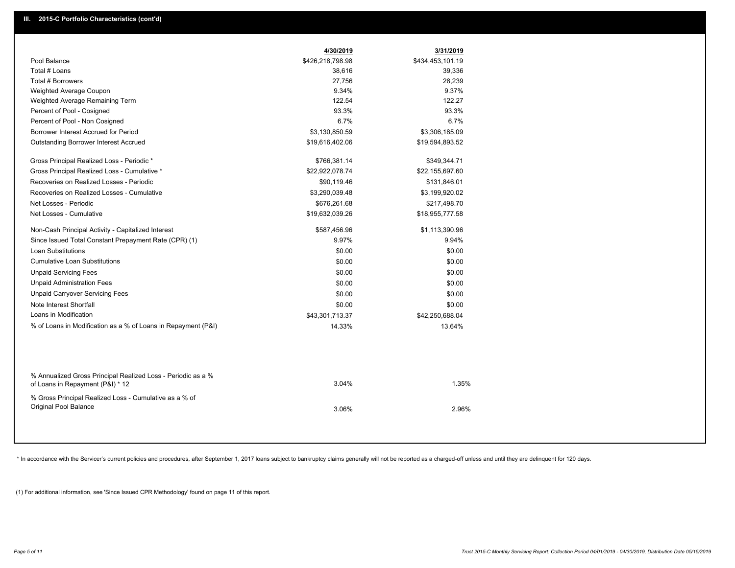## III. 2015-C Portfolio Characteristics (cont'd)

| | 4/30/2019 | 3/31/2019 |
|---|---|---|
| Pool Balance | $426,218,798.98 | $434,453,101.19 |
| Total # Loans | 38,616 | 39,336 |
| Total # Borrowers | 27,756 | 28,239 |
| Weighted Average Coupon | 9.34% | 9.37% |
| Weighted Average Remaining Term | 122.54 | 122.27 |
| Percent of Pool - Cosigned | 93.3% | 93.3% |
| Percent of Pool - Non Cosigned | 6.7% | 6.7% |
| Borrower Interest Accrued for Period | $3,130,850.59 | $3,306,185.09 |
| Outstanding Borrower Interest Accrued | $19,616,402.06 | $19,594,893.52 |
| Gross Principal Realized Loss - Periodic * | $766,381.14 | $349,344.71 |
| Gross Principal Realized Loss - Cumulative * | $22,922,078.74 | $22,155,697.60 |
| Recoveries on Realized Losses - Periodic | $90,119.46 | $131,846.01 |
| Recoveries on Realized Losses - Cumulative | $3,290,039.48 | $3,199,920.02 |
| Net Losses - Periodic | $676,261.68 | $217,498.70 |
| Net Losses - Cumulative | $19,632,039.26 | $18,955,777.58 |
| Non-Cash Principal Activity - Capitalized Interest | $587,456.96 | $1,113,390.96 |
| Since Issued Total Constant Prepayment Rate (CPR) (1) | 9.97% | 9.94% |
| Loan Substitutions | $0.00 | $0.00 |
| Cumulative Loan Substitutions | $0.00 | $0.00 |
| Unpaid Servicing Fees | $0.00 | $0.00 |
| Unpaid Administration Fees | $0.00 | $0.00 |
| Unpaid Carryover Servicing Fees | $0.00 | $0.00 |
| Note Interest Shortfall | $0.00 | $0.00 |
| Loans in Modification | $43,301,713.37 | $42,250,688.04 |
| % of Loans in Modification as a % of Loans in Repayment (P&I) | 14.33% | 13.64% |
| % Annualized Gross Principal Realized Loss - Periodic as a % of Loans in Repayment (P&I) * 12 | 3.04% | 1.35% |
| % Gross Principal Realized Loss - Cumulative as a % of Original Pool Balance | 3.06% | 2.96% |

* In accordance with the Servicer's current policies and procedures, after September 1, 2017 loans subject to bankruptcy claims generally will not be reported as a charged-off unless and until they are delinquent for 120 days.

(1) For additional information, see 'Since Issued CPR Methodology' found on page 11 of this report.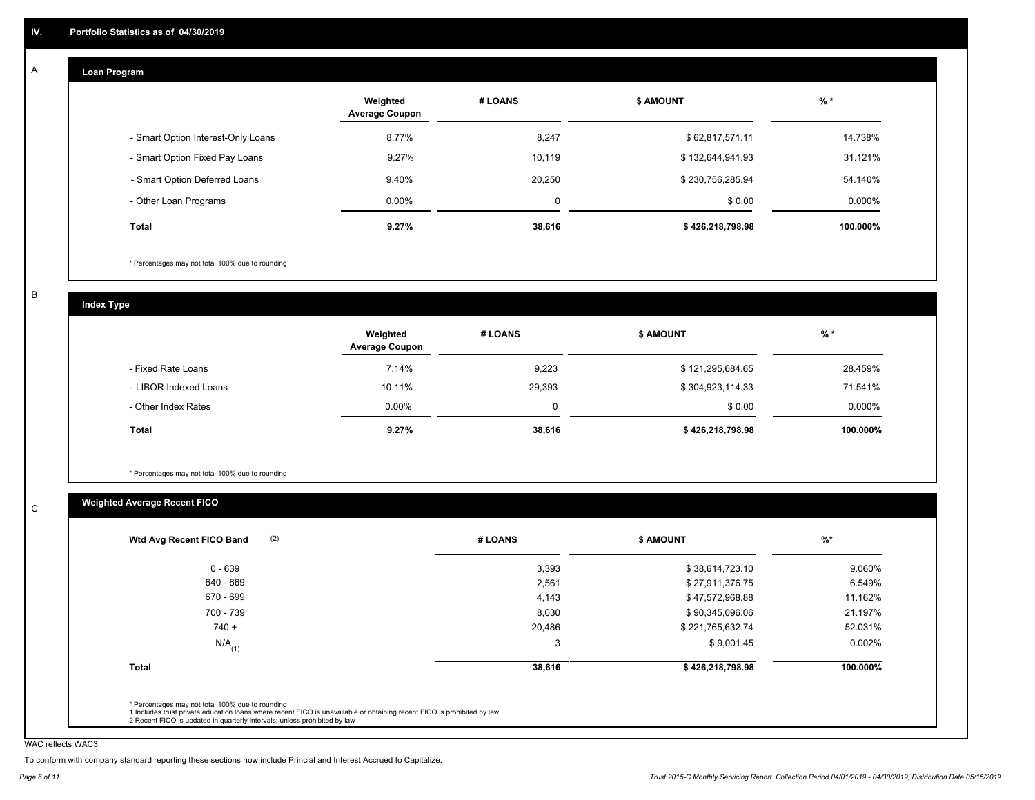## IV. Portfolio Statistics as of 04/30/2019

### A Loan Program

| | Weighted Average Coupon | # LOANS | $ AMOUNT | % * |
|---|---|---|---|---|
| - Smart Option Interest-Only Loans | 8.77% | 8,247 | $ 62,817,571.11 | 14.738% |
| - Smart Option Fixed Pay Loans | 9.27% | 10,119 | $ 132,644,941.93 | 31.121% |
| - Smart Option Deferred Loans | 9.40% | 20,250 | $ 230,756,285.94 | 54.140% |
| - Other Loan Programs | 0.00% | 0 | $ 0.00 | 0.000% |
| **Total** | **9.27%** | **38,616** | **$ 426,218,798.98** | **100.000%** |

* Percentages may not total 100% due to rounding

### B Index Type

| | Weighted Average Coupon | # LOANS | $ AMOUNT | % * |
|---|---|---|---|---|
| - Fixed Rate Loans | 7.14% | 9,223 | $ 121,295,684.65 | 28.459% |
| - LIBOR Indexed Loans | 10.11% | 29,393 | $ 304,923,114.33 | 71.541% |
| - Other Index Rates | 0.00% | 0 | $ 0.00 | 0.000% |
| **Total** | **9.27%** | **38,616** | **$ 426,218,798.98** | **100.000%** |

* Percentages may not total 100% due to rounding

### C Weighted Average Recent FICO

| Wtd Avg Recent FICO Band (2) | # LOANS | $ AMOUNT | %* |
|---|---|---|---|
| 0 - 639 | 3,393 | $ 38,614,723.10 | 9.060% |
| 640 - 669 | 2,561 | $ 27,911,376.75 | 6.549% |
| 670 - 699 | 4,143 | $ 47,572,968.88 | 11.162% |
| 700 - 739 | 8,030 | $ 90,345,096.06 | 21.197% |
| 740 + | 20,486 | $ 221,765,632.74 | 52.031% |
| N/A (1) | 3 | $ 9,001.45 | 0.002% |
| **Total** | **38,616** | **$ 426,218,798.98** | **100.000%** |

* Percentages may not total 100% due to rounding
1 Includes trust private education loans where recent FICO is unavailable or obtaining recent FICO is prohibited by law
2 Recent FICO is updated in quarterly intervals; unless prohibited by law

WAC reflects WAC3

To conform with company standard reporting these sections now include Princial and Interest Accrued to Capitalize.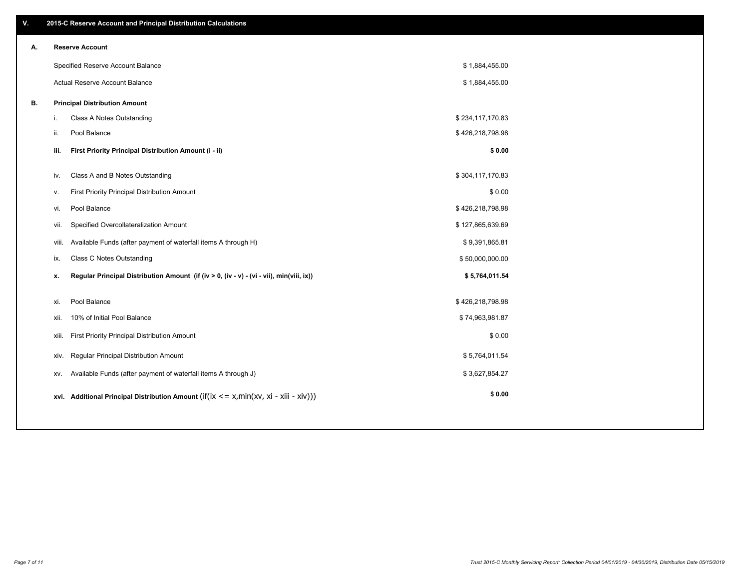## V. 2015-C Reserve Account and Principal Distribution Calculations

| | | |
|---|---|---|
| **A.** | **Reserve Account** | |
| | Specified Reserve Account Balance | $ 1,884,455.00 |
| | Actual Reserve Account Balance | $ 1,884,455.00 |
| **B.** | **Principal Distribution Amount** | |
| i. | Class A Notes Outstanding | $ 234,117,170.83 |
| ii. | Pool Balance | $ 426,218,798.98 |
| **iii.** | **First Priority Principal Distribution Amount (i - ii)** | **$ 0.00** |
| iv. | Class A and B Notes Outstanding | $ 304,117,170.83 |
| v. | First Priority Principal Distribution Amount | $ 0.00 |
| vi. | Pool Balance | $ 426,218,798.98 |
| vii. | Specified Overcollateralization Amount | $ 127,865,639.69 |
| viii. | Available Funds (after payment of waterfall items A through H) | $ 9,391,865.81 |
| ix. | Class C Notes Outstanding | $ 50,000,000.00 |
| **x.** | **Regular Principal Distribution Amount (if (iv > 0, (iv - v) - (vi - vii), min(viii, ix))** | **$ 5,764,011.54** |
| xi. | Pool Balance | $ 426,218,798.98 |
| xii. | 10% of Initial Pool Balance | $ 74,963,981.87 |
| xiii. | First Priority Principal Distribution Amount | $ 0.00 |
| xiv. | Regular Principal Distribution Amount | $ 5,764,011.54 |
| xv. | Available Funds (after payment of waterfall items A through J) | $ 3,627,854.27 |
| **xvi.** | **Additional Principal Distribution Amount** (if(ix <= x,min(xv, xi - xiii - xiv))) | **$ 0.00** |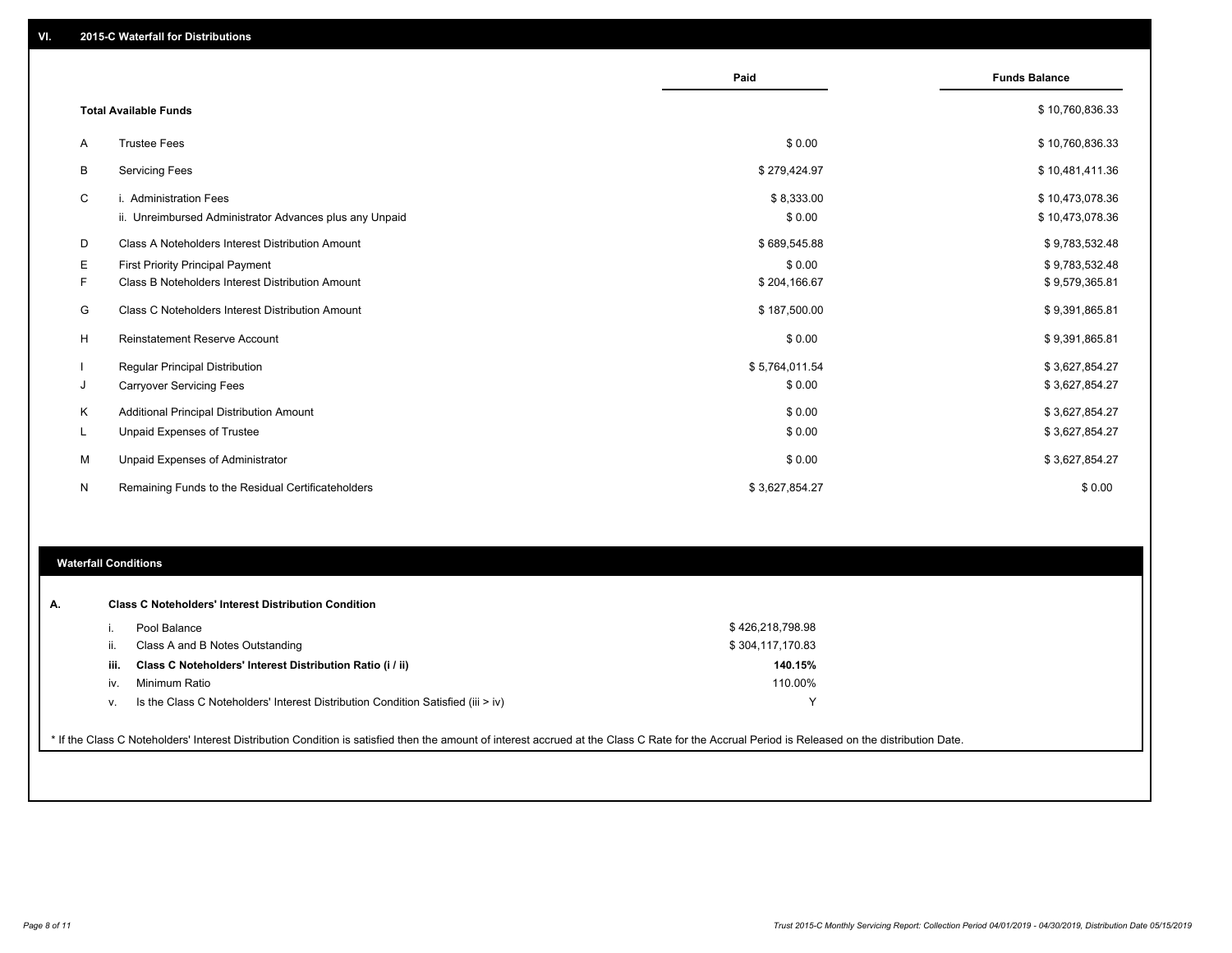## VI. 2015-C Waterfall for Distributions

| | | Paid | Funds Balance |
|---|---|---|---|
| | **Total Available Funds** | | $ 10,760,836.33 |
| A | Trustee Fees | $ 0.00 | $ 10,760,836.33 |
| B | Servicing Fees | $ 279,424.97 | $ 10,481,411.36 |
| C | i. Administration Fees | $ 8,333.00 | $ 10,473,078.36 |
| | ii. Unreimbursed Administrator Advances plus any Unpaid | $ 0.00 | $ 10,473,078.36 |
| D | Class A Noteholders Interest Distribution Amount | $ 689,545.88 | $ 9,783,532.48 |
| E | First Priority Principal Payment | $ 0.00 | $ 9,783,532.48 |
| F | Class B Noteholders Interest Distribution Amount | $ 204,166.67 | $ 9,579,365.81 |
| G | Class C Noteholders Interest Distribution Amount | $ 187,500.00 | $ 9,391,865.81 |
| H | Reinstatement Reserve Account | $ 0.00 | $ 9,391,865.81 |
| I | Regular Principal Distribution | $ 5,764,011.54 | $ 3,627,854.27 |
| J | Carryover Servicing Fees | $ 0.00 | $ 3,627,854.27 |
| K | Additional Principal Distribution Amount | $ 0.00 | $ 3,627,854.27 |
| L | Unpaid Expenses of Trustee | $ 0.00 | $ 3,627,854.27 |
| M | Unpaid Expenses of Administrator | $ 0.00 | $ 3,627,854.27 |
| N | Remaining Funds to the Residual Certificateholders | $ 3,627,854.27 | $ 0.00 |

## Waterfall Conditions

**A. Class C Noteholders' Interest Distribution Condition**

| | | |
|---|---|---|
| i. | Pool Balance | $ 426,218,798.98 |
| ii. | Class A and B Notes Outstanding | $ 304,117,170.83 |
| **iii.** | **Class C Noteholders' Interest Distribution Ratio (i / ii)** | **140.15%** |
| iv. | Minimum Ratio | 110.00% |
| v. | Is the Class C Noteholders' Interest Distribution Condition Satisfied (iii > iv) | Y |

* If the Class C Noteholders' Interest Distribution Condition is satisfied then the amount of interest accrued at the Class C Rate for the Accrual Period is Released on the distribution Date.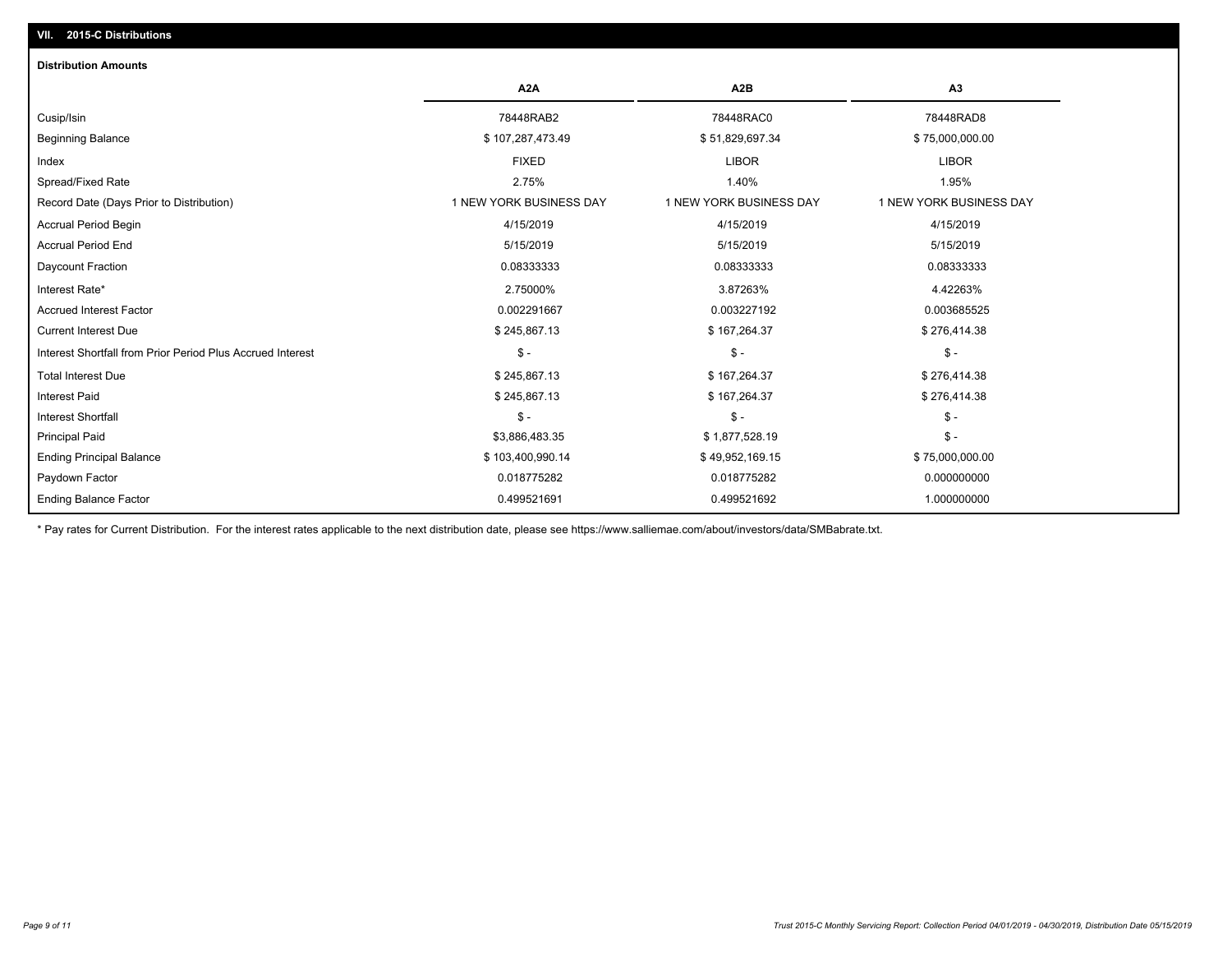## VII. 2015-C Distributions

### Distribution Amounts

| | A2A | A2B | A3 |
|---|---|---|---|
| Cusip/Isin | 78448RAB2 | 78448RAC0 | 78448RAD8 |
| Beginning Balance | $ 107,287,473.49 | $ 51,829,697.34 | $ 75,000,000.00 |
| Index | FIXED | LIBOR | LIBOR |
| Spread/Fixed Rate | 2.75% | 1.40% | 1.95% |
| Record Date (Days Prior to Distribution) | 1 NEW YORK BUSINESS DAY | 1 NEW YORK BUSINESS DAY | 1 NEW YORK BUSINESS DAY |
| Accrual Period Begin | 4/15/2019 | 4/15/2019 | 4/15/2019 |
| Accrual Period End | 5/15/2019 | 5/15/2019 | 5/15/2019 |
| Daycount Fraction | 0.08333333 | 0.08333333 | 0.08333333 |
| Interest Rate* | 2.75000% | 3.87263% | 4.42263% |
| Accrued Interest Factor | 0.002291667 | 0.003227192 | 0.003685525 |
| Current Interest Due | $ 245,867.13 | $ 167,264.37 | $ 276,414.38 |
| Interest Shortfall from Prior Period Plus Accrued Interest | $ - | $ - | $ - |
| Total Interest Due | $ 245,867.13 | $ 167,264.37 | $ 276,414.38 |
| Interest Paid | $ 245,867.13 | $ 167,264.37 | $ 276,414.38 |
| Interest Shortfall | $ - | $ - | $ - |
| Principal Paid | $3,886,483.35 | $ 1,877,528.19 | $ - |
| Ending Principal Balance | $ 103,400,990.14 | $ 49,952,169.15 | $ 75,000,000.00 |
| Paydown Factor | 0.018775282 | 0.018775282 | 0.000000000 |
| Ending Balance Factor | 0.499521691 | 0.499521692 | 1.000000000 |

* Pay rates for Current Distribution. For the interest rates applicable to the next distribution date, please see https://www.salliemae.com/about/investors/data/SMBabrate.txt.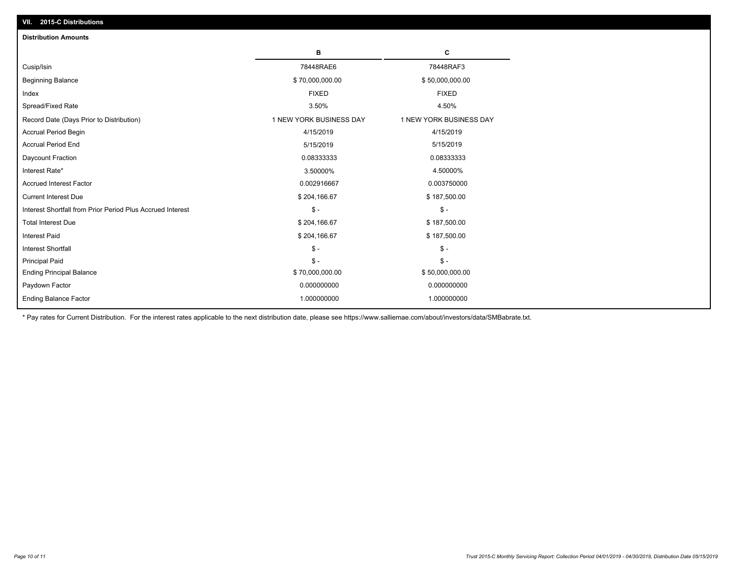## VII. 2015-C Distributions

### Distribution Amounts

| | B | C |
|---|---|---|
| Cusip/Isin | 78448RAE6 | 78448RAF3 |
| Beginning Balance | $ 70,000,000.00 | $ 50,000,000.00 |
| Index | FIXED | FIXED |
| Spread/Fixed Rate | 3.50% | 4.50% |
| Record Date (Days Prior to Distribution) | 1 NEW YORK BUSINESS DAY | 1 NEW YORK BUSINESS DAY |
| Accrual Period Begin | 4/15/2019 | 4/15/2019 |
| Accrual Period End | 5/15/2019 | 5/15/2019 |
| Daycount Fraction | 0.08333333 | 0.08333333 |
| Interest Rate* | 3.50000% | 4.50000% |
| Accrued Interest Factor | 0.002916667 | 0.003750000 |
| Current Interest Due | $ 204,166.67 | $ 187,500.00 |
| Interest Shortfall from Prior Period Plus Accrued Interest | $ - | $ - |
| Total Interest Due | $ 204,166.67 | $ 187,500.00 |
| Interest Paid | $ 204,166.67 | $ 187,500.00 |
| Interest Shortfall | $ - | $ - |
| Principal Paid | $ - | $ - |
| Ending Principal Balance | $ 70,000,000.00 | $ 50,000,000.00 |
| Paydown Factor | 0.000000000 | 0.000000000 |
| Ending Balance Factor | 1.000000000 | 1.000000000 |

* Pay rates for Current Distribution. For the interest rates applicable to the next distribution date, please see https://www.salliemae.com/about/investors/data/SMBabrate.txt.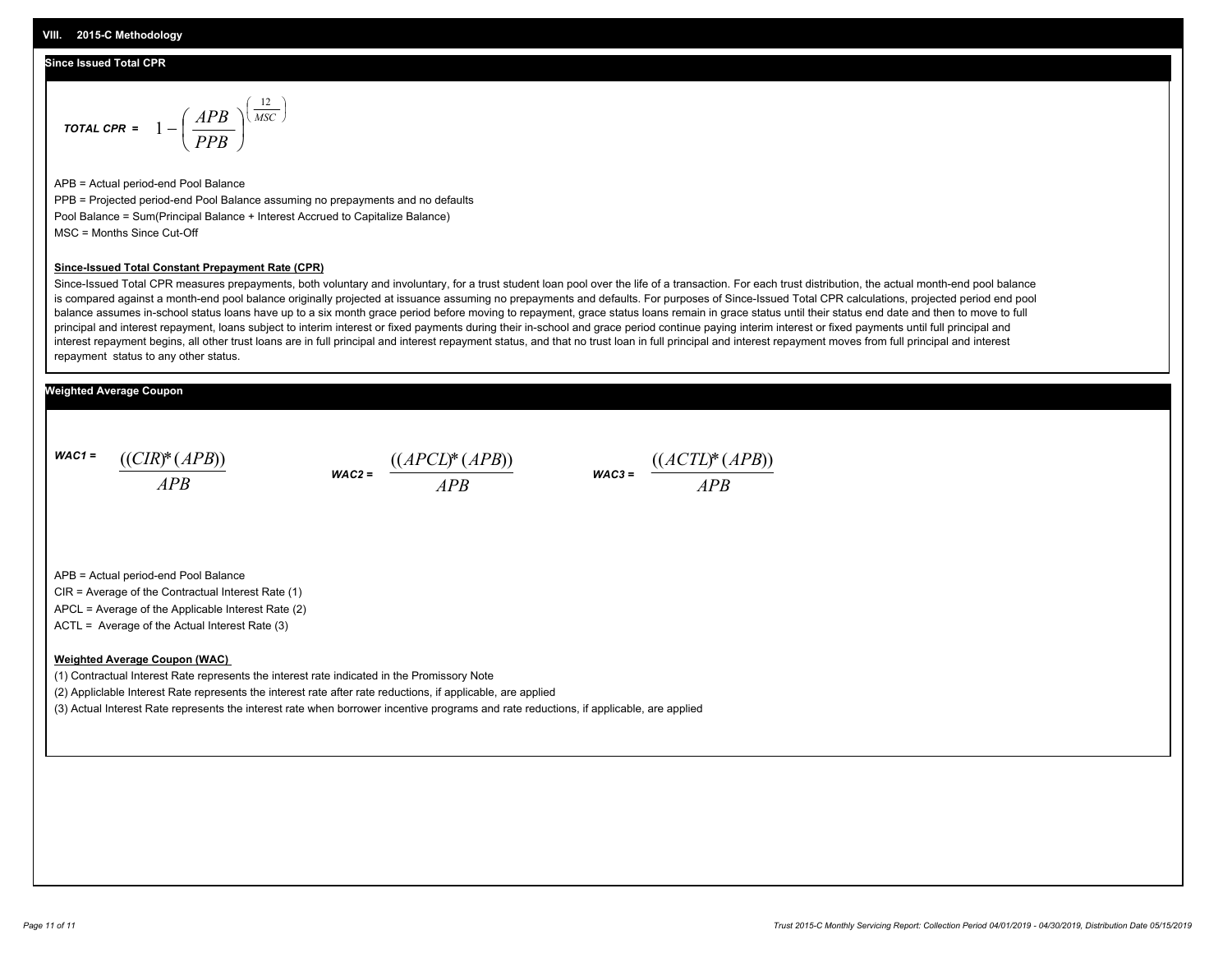## VIII. 2015-C Methodology

### Since Issued Total CPR

**TOTAL CPR =** $$1 - \left( \frac{APB}{PPB} \right)^{\left( \frac{12}{MSC} \right)}$$

APB = Actual period-end Pool Balance

PPB = Projected period-end Pool Balance assuming no prepayments and no defaults

Pool Balance = Sum(Principal Balance + Interest Accrued to Capitalize Balance)

MSC = Months Since Cut-Off

**Since-Issued Total Constant Prepayment Rate (CPR)**

Since-Issued Total CPR measures prepayments, both voluntary and involuntary, for a trust student loan pool over the life of a transaction. For each trust distribution, the actual month-end pool balance is compared against a month-end pool balance originally projected at issuance assuming no prepayments and defaults. For purposes of Since-Issued Total CPR calculations, projected period end pool balance assumes in-school status loans have up to a six month grace period before moving to repayment, grace status loans remain in grace status until their status end date and then to move to full principal and interest repayment, loans subject to interim interest or fixed payments during their in-school and grace period continue paying interim interest or fixed payments until full principal and interest repayment begins, all other trust loans are in full principal and interest repayment status, and that no trust loan in full principal and interest repayment moves from full principal and interest repayment status to any other status.

### Weighted Average Coupon

***WAC1 =*** $$\frac{((CIR)*(APB))}{APB}$$

***WAC2 =*** $$\frac{((APCL)*(APB))}{APB}$$

***WAC3 =*** $$\frac{((ACTL)*(APB))}{APB}$$

APB = Actual period-end Pool Balance

CIR = Average of the Contractual Interest Rate (1)

APCL = Average of the Applicable Interest Rate (2)

ACTL = Average of the Actual Interest Rate (3)

**Weighted Average Coupon (WAC)**

(1) Contractual Interest Rate represents the interest rate indicated in the Promissory Note

(2) Appliclable Interest Rate represents the interest rate after rate reductions, if applicable, are applied

(3) Actual Interest Rate represents the interest rate when borrower incentive programs and rate reductions, if applicable, are applied